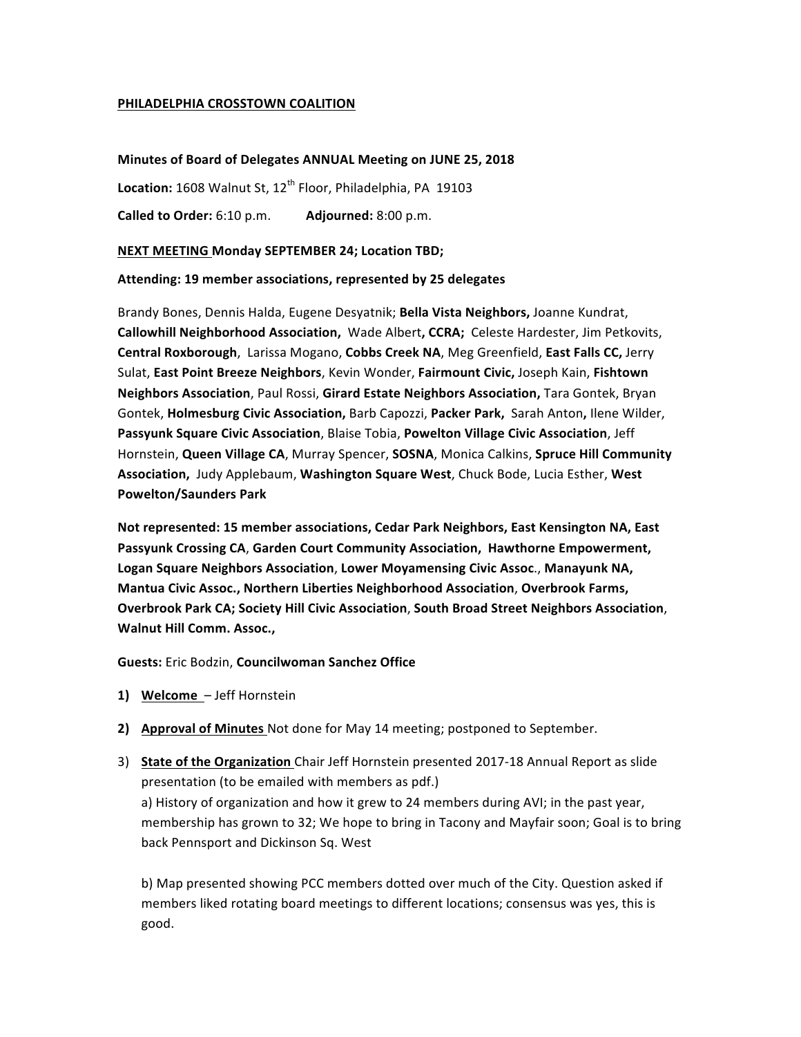**PHILADELPHIA CROSSTOWN COALITION**

**Minutes of Board of Delegates ANNUAL Meeting on JUNE 25, 2018**

**Location:** 1608 Walnut St, 12th Floor, Philadelphia, PA 19103

**Called to Order:** 6:10 p.m. **Adjourned:** 8:00 p.m.

**NEXT MEETING Monday SEPTEMBER 24; Location TBD;**

**Attending: 19 member associations, represented by 25 delegates**

Brandy Bones, Dennis Halda, Eugene Desyatnik; **Bella Vista Neighbors,** Joanne Kundrat, **Callowhill Neighborhood Association,** Wade Albert**, CCRA;** Celeste Hardester, Jim Petkovits, **Central Roxborough**, Larissa Mogano, **Cobbs Creek NA**, Meg Greenfield, **East Falls CC,** Jerry Sulat, **East Point Breeze Neighbors**, Kevin Wonder, **Fairmount Civic,** Joseph Kain, **Fishtown Neighbors Association**, Paul Rossi, **Girard Estate Neighbors Association,** Tara Gontek, Bryan Gontek, **Holmesburg Civic Association,** Barb Capozzi, **Packer Park,** Sarah Anton**,** Ilene Wilder, **Passyunk Square Civic Association**, Blaise Tobia, **Powelton Village Civic Association**, Jeff Hornstein, **Queen Village CA**, Murray Spencer, **SOSNA**, Monica Calkins, **Spruce Hill Community Association,** Judy Applebaum, **Washington Square West**, Chuck Bode, Lucia Esther, **West Powelton/Saunders Park**

**Not represented: 15 member associations, Cedar Park Neighbors, East Kensington NA, East Passyunk Crossing CA**, **Garden Court Community Association, Hawthorne Empowerment, Logan Square Neighbors Association**, **Lower Moyamensing Civic Assoc**., **Manayunk NA, Mantua Civic Assoc., Northern Liberties Neighborhood Association**, **Overbrook Farms, Overbrook Park CA; Society Hill Civic Association**, **South Broad Street Neighbors Association**, **Walnut Hill Comm. Assoc.,**

**Guests:** Eric Bodzin, **Councilwoman Sanchez Office**

1) **Welcome** – Jeff Hornstein

2) **Approval of Minutes** Not done for May 14 meeting; postponed to September.

3) **State of the Organization** Chair Jeff Hornstein presented 2017-18 Annual Report as slide presentation (to be emailed with members as pdf.)

   a) History of organization and how it grew to 24 members during AVI; in the past year, membership has grown to 32; We hope to bring in Tacony and Mayfair soon; Goal is to bring back Pennsport and Dickinson Sq. West

   b) Map presented showing PCC members dotted over much of the City. Question asked if members liked rotating board meetings to different locations; consensus was yes, this is good.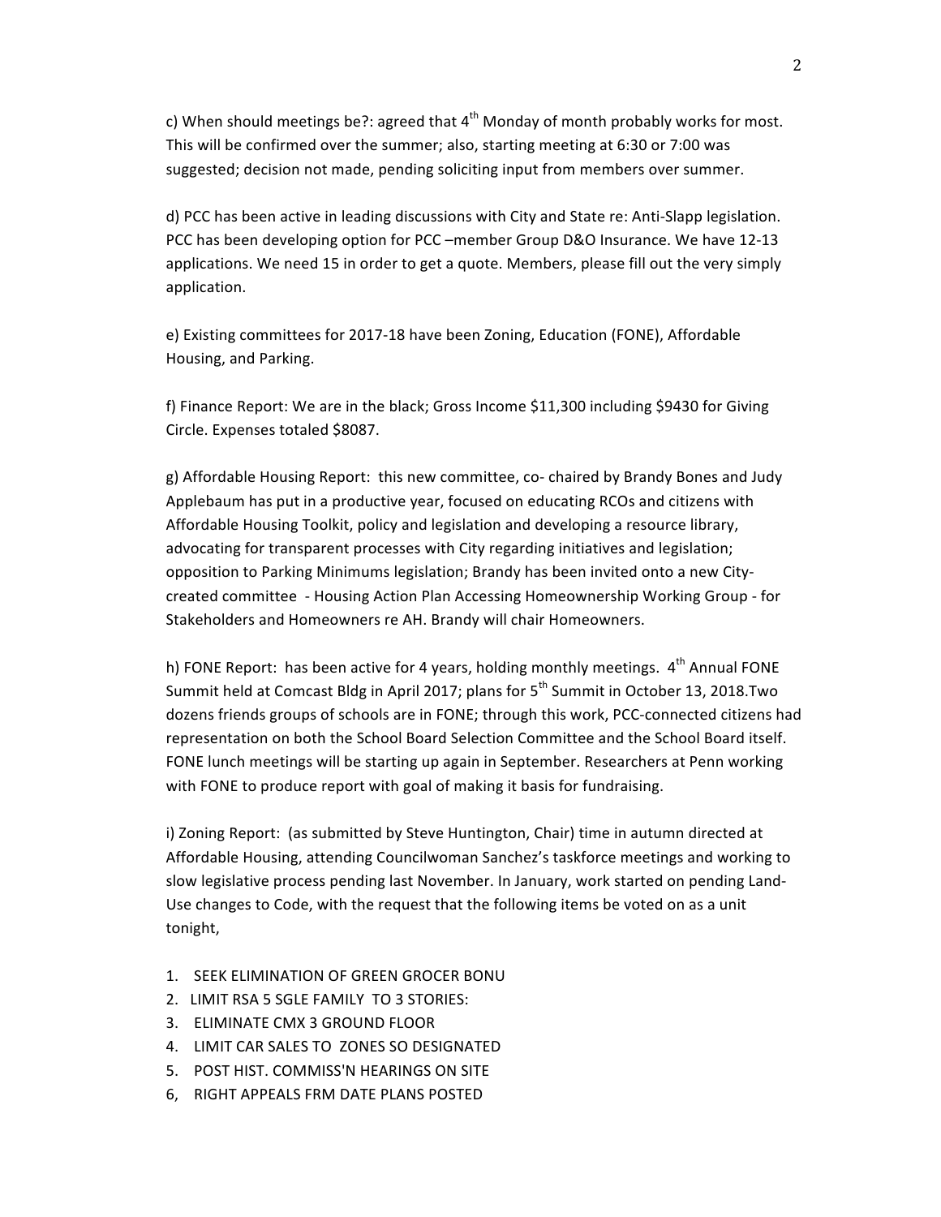c) When should meetings be?: agreed that 4th Monday of month probably works for most. This will be confirmed over the summer; also, starting meeting at 6:30 or 7:00 was suggested; decision not made, pending soliciting input from members over summer.

d) PCC has been active in leading discussions with City and State re: Anti-Slapp legislation. PCC has been developing option for PCC –member Group D&O Insurance. We have 12-13 applications. We need 15 in order to get a quote. Members, please fill out the very simply application.

e) Existing committees for 2017-18 have been Zoning, Education (FONE), Affordable Housing, and Parking.

f) Finance Report: We are in the black; Gross Income $11,300 including $9430 for Giving Circle. Expenses totaled $8087.

g) Affordable Housing Report: this new committee, co- chaired by Brandy Bones and Judy Applebaum has put in a productive year, focused on educating RCOs and citizens with Affordable Housing Toolkit, policy and legislation and developing a resource library, advocating for transparent processes with City regarding initiatives and legislation; opposition to Parking Minimums legislation; Brandy has been invited onto a new City-created committee - Housing Action Plan Accessing Homeownership Working Group - for Stakeholders and Homeowners re AH. Brandy will chair Homeowners.

h) FONE Report: has been active for 4 years, holding monthly meetings. 4th Annual FONE Summit held at Comcast Bldg in April 2017; plans for 5th Summit in October 13, 2018.Two dozens friends groups of schools are in FONE; through this work, PCC-connected citizens had representation on both the School Board Selection Committee and the School Board itself. FONE lunch meetings will be starting up again in September. Researchers at Penn working with FONE to produce report with goal of making it basis for fundraising.

i) Zoning Report: (as submitted by Steve Huntington, Chair) time in autumn directed at Affordable Housing, attending Councilwoman Sanchez's taskforce meetings and working to slow legislative process pending last November. In January, work started on pending Land-Use changes to Code, with the request that the following items be voted on as a unit tonight,

1. SEEK ELIMINATION OF GREEN GROCER BONU
2. LIMIT RSA 5 SGLE FAMILY TO 3 STORIES:
3. ELIMINATE CMX 3 GROUND FLOOR
4. LIMIT CAR SALES TO ZONES SO DESIGNATED
5. POST HIST. COMMISS'N HEARINGS ON SITE
6, RIGHT APPEALS FRM DATE PLANS POSTED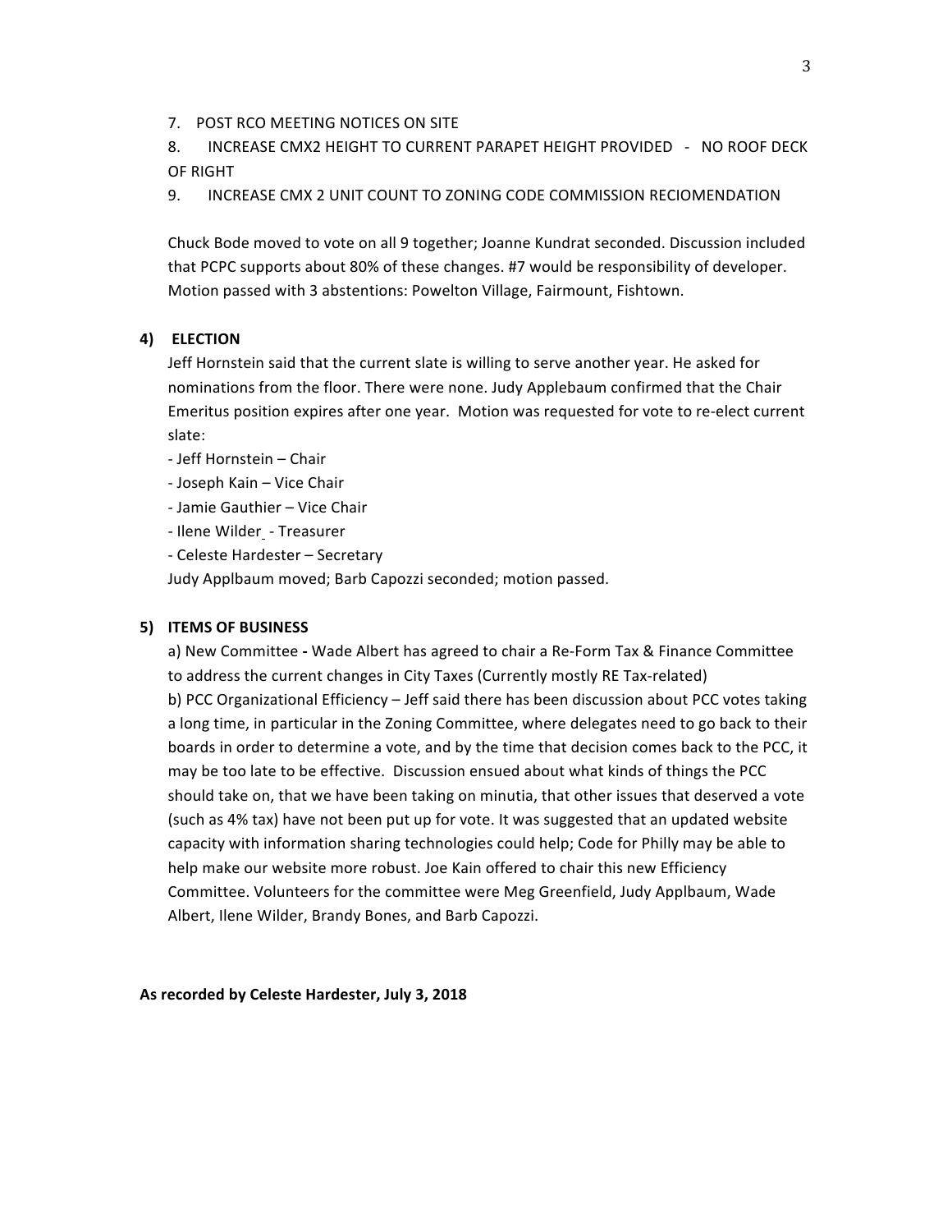7. POST RCO MEETING NOTICES ON SITE
8. INCREASE CMX2 HEIGHT TO CURRENT PARAPET HEIGHT PROVIDED - NO ROOF DECK OF RIGHT
9. INCREASE CMX 2 UNIT COUNT TO ZONING CODE COMMISSION RECIOMENDATION

Chuck Bode moved to vote on all 9 together; Joanne Kundrat seconded. Discussion included that PCPC supports about 80% of these changes. #7 would be responsibility of developer. Motion passed with 3 abstentions: Powelton Village, Fairmount, Fishtown.

**4) ELECTION**

Jeff Hornstein said that the current slate is willing to serve another year. He asked for nominations from the floor. There were none. Judy Applebaum confirmed that the Chair Emeritus position expires after one year. Motion was requested for vote to re-elect current slate:

- Jeff Hornstein – Chair
- Joseph Kain – Vice Chair
- Jamie Gauthier – Vice Chair
- Ilene Wilder - Treasurer
- Celeste Hardester – Secretary

Judy Applbaum moved; Barb Capozzi seconded; motion passed.

**5) ITEMS OF BUSINESS**

a) New Committee **-** Wade Albert has agreed to chair a Re-Form Tax & Finance Committee to address the current changes in City Taxes (Currently mostly RE Tax-related)

b) PCC Organizational Efficiency – Jeff said there has been discussion about PCC votes taking a long time, in particular in the Zoning Committee, where delegates need to go back to their boards in order to determine a vote, and by the time that decision comes back to the PCC, it may be too late to be effective. Discussion ensued about what kinds of things the PCC should take on, that we have been taking on minutia, that other issues that deserved a vote (such as 4% tax) have not been put up for vote. It was suggested that an updated website capacity with information sharing technologies could help; Code for Philly may be able to help make our website more robust. Joe Kain offered to chair this new Efficiency Committee. Volunteers for the committee were Meg Greenfield, Judy Applbaum, Wade Albert, Ilene Wilder, Brandy Bones, and Barb Capozzi.

**As recorded by Celeste Hardester, July 3, 2018**